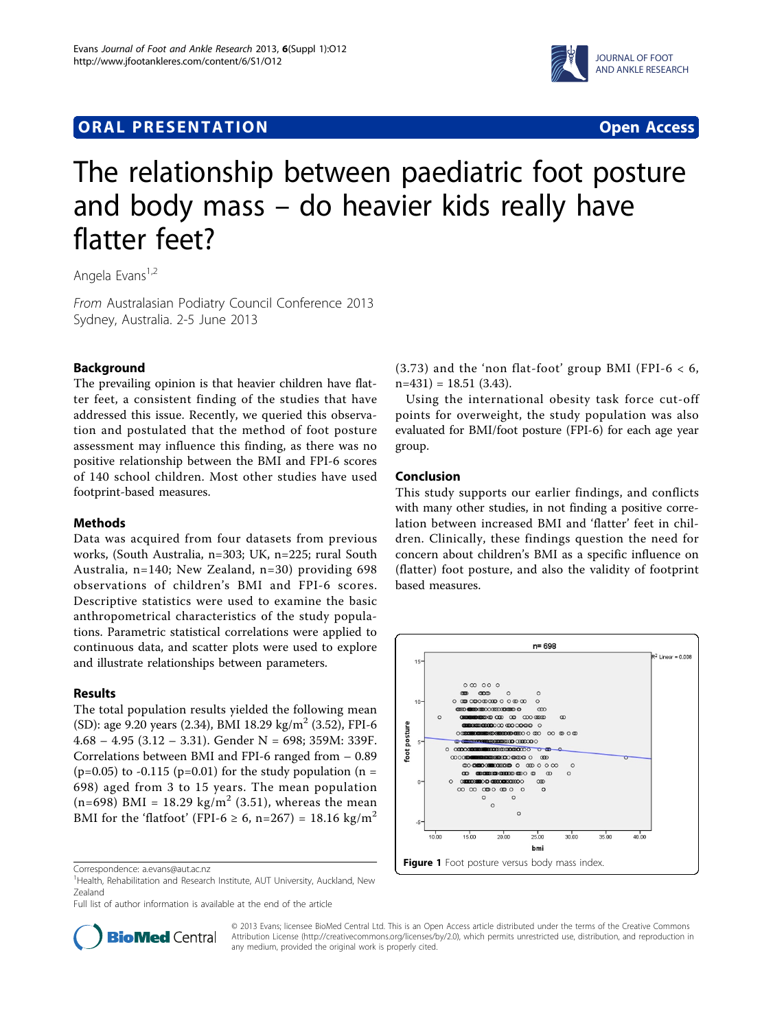# ORAL PRESENTATION

Open Access

# The relationship between paediatric foot posture and body mass – do heavier kids really have flatter feet?

Angela Evans[1,2]

*From* Australasian Podiatry Council Conference 2013
Sydney, Australia. 2-5 June 2013

## Background

The prevailing opinion is that heavier children have flatter feet, a consistent finding of the studies that have addressed this issue. Recently, we queried this observation and postulated that the method of foot posture assessment may influence this finding, as there was no positive relationship between the BMI and FPI-6 scores of 140 school children. Most other studies have used footprint-based measures.

## Methods

Data was acquired from four datasets from previous works, (South Australia, n=303; UK, n=225; rural South Australia, n=140; New Zealand, n=30) providing 698 observations of children's BMI and FPI-6 scores. Descriptive statistics were used to examine the basic anthropometrical characteristics of the study populations. Parametric statistical correlations were applied to continuous data, and scatter plots were used to explore and illustrate relationships between parameters.

## Results

The total population results yielded the following mean (SD): age 9.20 years (2.34), BMI 18.29 kg/m$^2$ (3.52), FPI-6 4.68 – 4.95 (3.12 – 3.31). Gender N = 698; 359M: 339F. Correlations between BMI and FPI-6 ranged from – 0.89 (p=0.05) to -0.115 (p=0.01) for the study population (n = 698) aged from 3 to 15 years. The mean population (n=698) BMI = 18.29 kg/m$^2$ (3.51), whereas the mean BMI for the 'flatfoot' (FPI-6 ≥ 6, n=267) = 18.16 kg/m$^2$ (3.73) and the 'non flat-foot' group BMI (FPI-6 < 6, n=431) = 18.51 (3.43).

Using the international obesity task force cut-off points for overweight, the study population was also evaluated for BMI/foot posture (FPI-6) for each age year group.

## Conclusion

This study supports our earlier findings, and conflicts with many other studies, in not finding a positive correlation between increased BMI and 'flatter' feet in children. Clinically, these findings question the need for concern about children's BMI as a specific influence on (flatter) foot posture, and also the validity of footprint based measures.

**Figure 1** Foot posture versus body mass index.

Correspondence: a.evans@aut.ac.nz

[1]Health, Rehabilitation and Research Institute, AUT University, Auckland, New Zealand

Full list of author information is available at the end of the article

© 2013 Evans; licensee BioMed Central Ltd. This is an Open Access article distributed under the terms of the Creative Commons Attribution License (http://creativecommons.org/licenses/by/2.0), which permits unrestricted use, distribution, and reproduction in any medium, provided the original work is properly cited.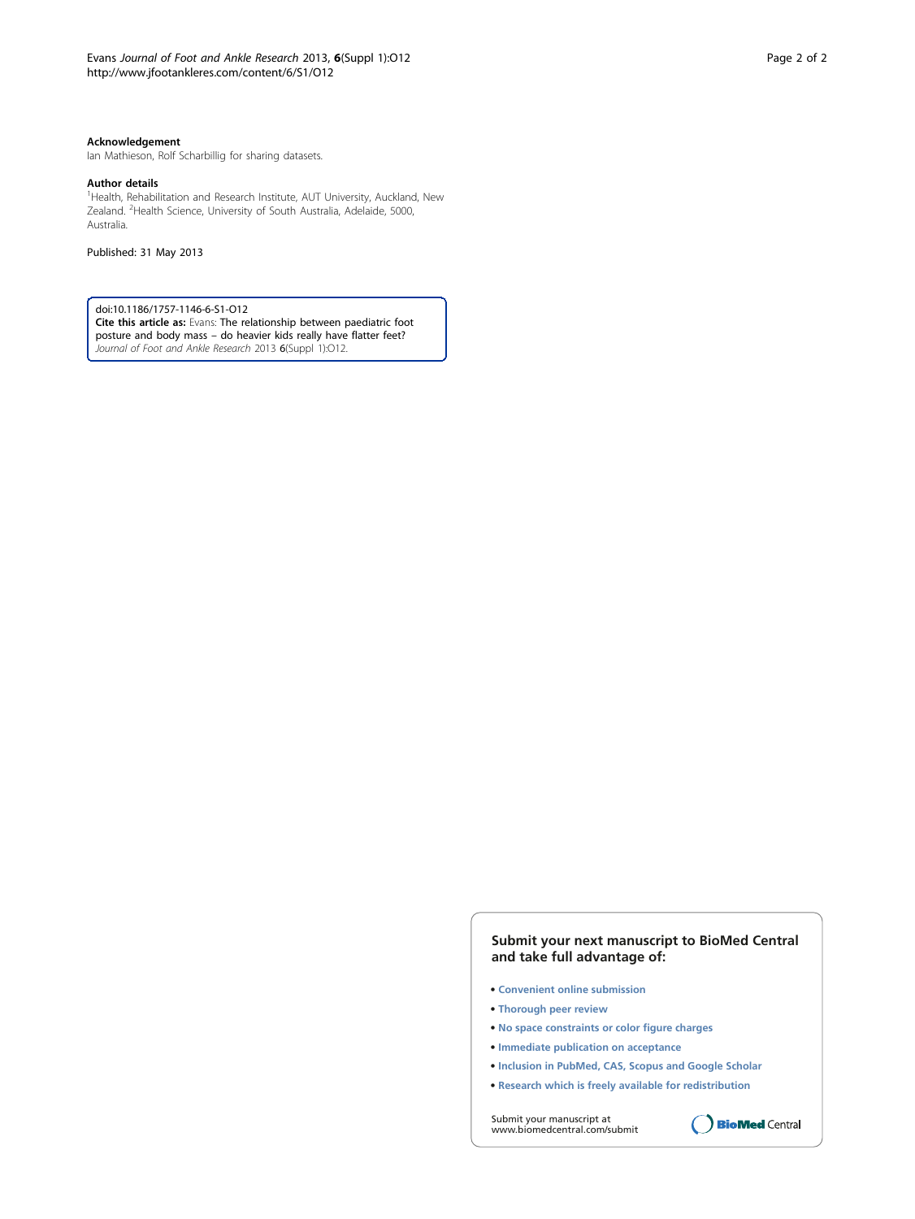### Acknowledgement

Ian Mathieson, Rolf Scharbillig for sharing datasets.

### Author details

[1]Health, Rehabilitation and Research Institute, AUT University, Auckland, New Zealand. [2]Health Science, University of South Australia, Adelaide, 5000, Australia.

Published: 31 May 2013

doi:10.1186/1757-1146-6-S1-O12

**Cite this article as:** Evans: The relationship between paediatric foot posture and body mass – do heavier kids really have flatter feet? *Journal of Foot and Ankle Research* 2013 **6**(Suppl 1):O12.

**Submit your next manuscript to BioMed Central and take full advantage of:**

- **Convenient online submission**
- **Thorough peer review**
- **No space constraints or color figure charges**
- **Immediate publication on acceptance**
- **Inclusion in PubMed, CAS, Scopus and Google Scholar**
- **Research which is freely available for redistribution**

Submit your manuscript at
www.biomedcentral.com/submit

BioMed Central